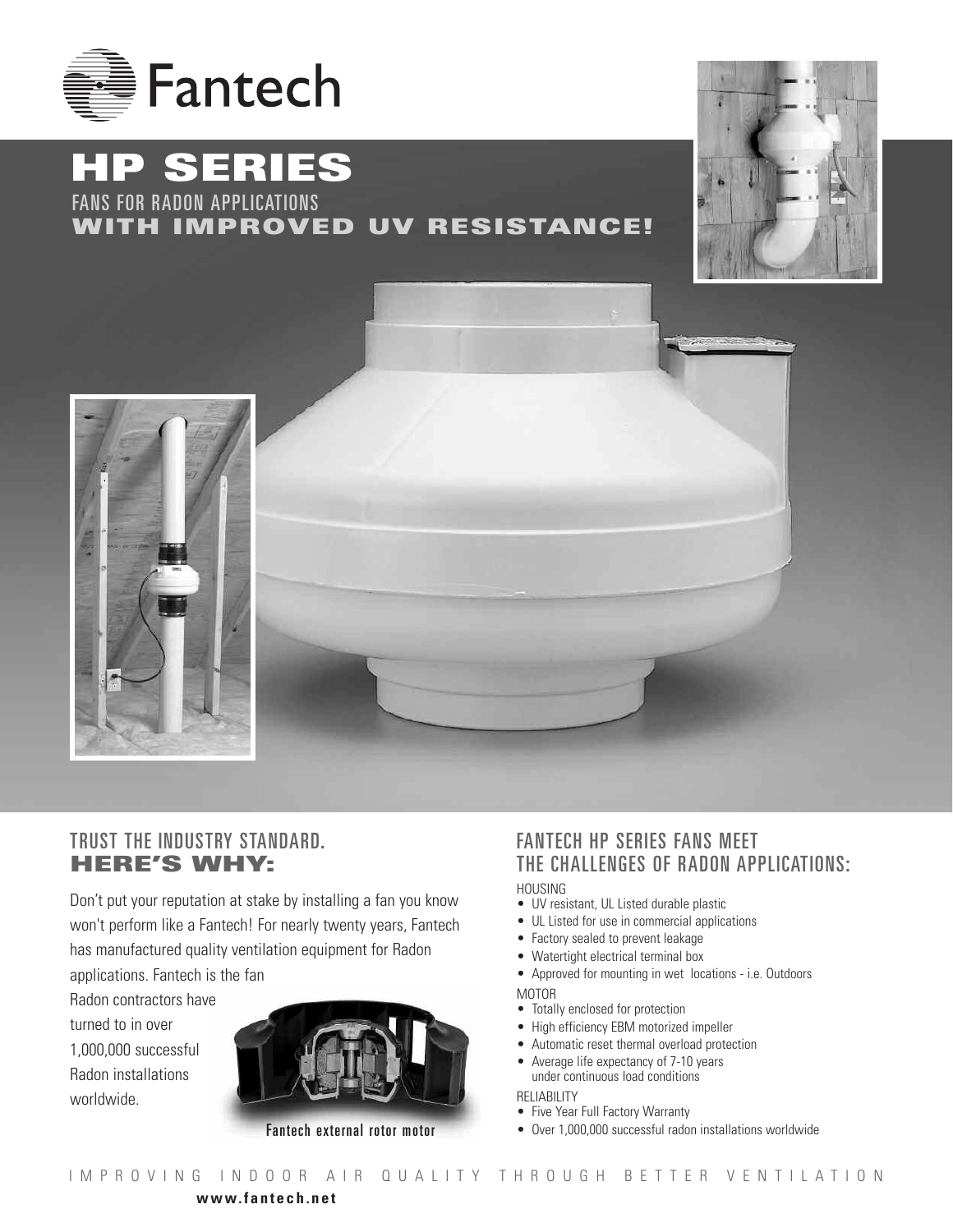# Fantech

# HP SERIES

FANS FOR RADON APPLICATIONS

**WITH IMPROVED UV RESISTANCE!**

## TRUST THE INDUSTRY STANDARD. **HERE'S WHY:**

Don't put your reputation at stake by installing a fan you know won't perform like a Fantech! For nearly twenty years, Fantech has manufactured quality ventilation equipment for Radon applications. Fantech is the fan Radon contractors have turned to in over 1,000,000 successful Radon installations worldwide.

Fantech external rotor motor

## FANTECH HP SERIES FANS MEET THE CHALLENGES OF RADON APPLICATIONS:

HOUSING

- UV resistant, UL Listed durable plastic
- UL Listed for use in commercial applications
- Factory sealed to prevent leakage
- Watertight electrical terminal box
- Approved for mounting in wet locations - i.e. Outdoors

MOTOR

- Totally enclosed for protection
- High efficiency EBM motorized impeller
- Automatic reset thermal overload protection
- Average life expectancy of 7-10 years under continuous load conditions

RELIABILITY

- Five Year Full Factory Warranty
- Over 1,000,000 successful radon installations worldwide

IMPROVING INDOOR AIR QUALITY THROUGH BETTER VENTILATION

**www.fantech.net**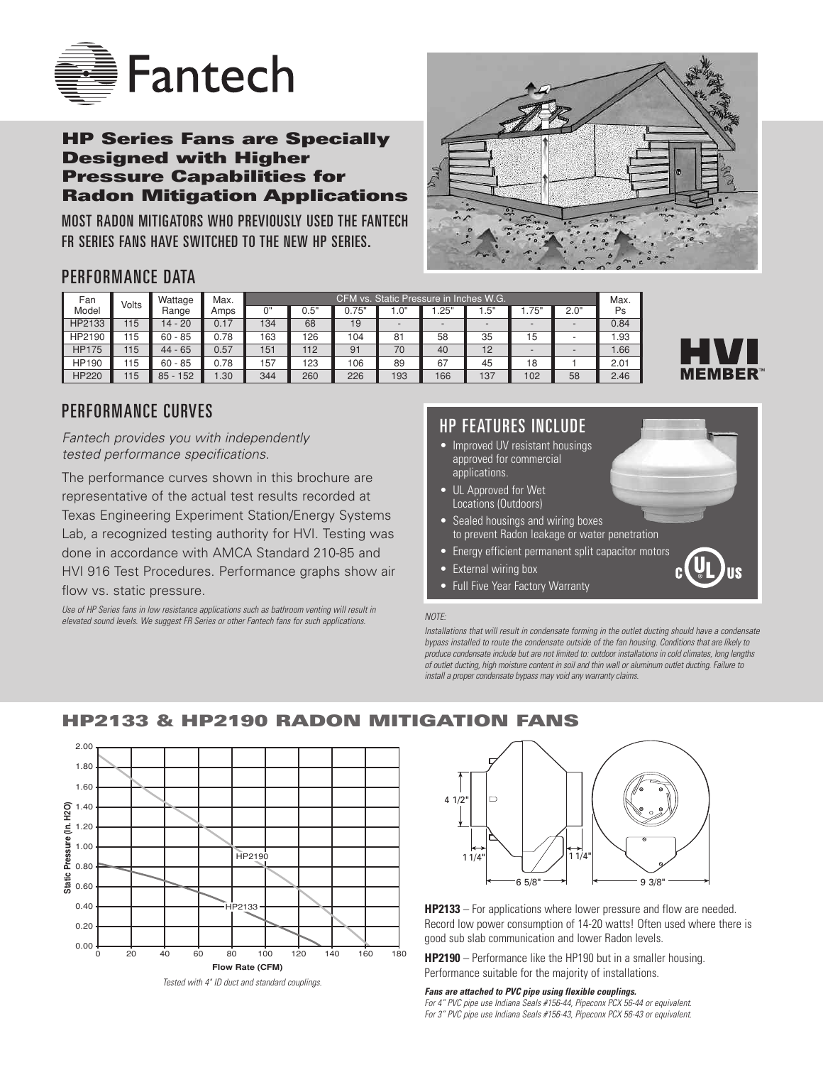# Fantech

## HP Series Fans are Specially Designed with Higher Pressure Capabilities for Radon Mitigation Applications

MOST RADON MITIGATORS WHO PREVIOUSLY USED THE FANTECH FR SERIES FANS HAVE SWITCHED TO THE NEW HP SERIES.

## PERFORMANCE DATA

| Fan Model | Volts | Wattage Range | Max. Amps | CFM vs. Static Pressure in Inches W.G. | | | | | | | | Max. Ps |
|---|---|---|---|---|---|---|---|---|---|---|---|---|
| | | | | 0" | 0.5" | 0.75" | 1.0" | 1.25" | 1.5" | 1.75" | 2.0" | |
| HP2133 | 115 | 14 - 20 | 0.17 | 134 | 68 | 19 | - | - | - | - | - | 0.84 |
| HP2190 | 115 | 60 - 85 | 0.78 | 163 | 126 | 104 | 81 | 58 | 35 | 15 | - | 1.93 |
| HP175 | 115 | 44 - 65 | 0.57 | 151 | 112 | 91 | 70 | 40 | 12 | - | - | 1.66 |
| HP190 | 115 | 60 - 85 | 0.78 | 157 | 123 | 106 | 89 | 67 | 45 | 18 | 1 | 2.01 |
| HP220 | 115 | 85 - 152 | 1.30 | 344 | 260 | 226 | 193 | 166 | 137 | 102 | 58 | 2.46 |

HVI MEMBER™

## PERFORMANCE CURVES

*Fantech provides you with independently tested performance specifications.*

The performance curves shown in this brochure are representative of the actual test results recorded at Texas Engineering Experiment Station/Energy Systems Lab, a recognized testing authority for HVI. Testing was done in accordance with AMCA Standard 210-85 and HVI 916 Test Procedures. Performance graphs show air flow vs. static pressure.

*Use of HP Series fans in low resistance applications such as bathroom venting will result in elevated sound levels. We suggest FR Series or other Fantech fans for such applications.*

## HP FEATURES INCLUDE

- Improved UV resistant housings approved for commercial applications.
- UL Approved for Wet Locations (Outdoors)
- Sealed housings and wiring boxes to prevent Radon leakage or water penetration
- Energy efficient permanent split capacitor motors
- External wiring box
- Full Five Year Factory Warranty

*NOTE:*

*Installations that will result in condensate forming in the outlet ducting should have a condensate bypass installed to route the condensate outside of the fan housing. Conditions that are likely to produce condensate include but are not limited to: outdoor installations in cold climates, long lengths of outlet ducting, high moisture content in soil and thin wall or aluminum outlet ducting. Failure to install a proper condensate bypass may void any warranty claims.*

## HP2133 & HP2190 RADON MITIGATION FANS

*Tested with 4" ID duct and standard couplings.*

**HP2133** – For applications where lower pressure and flow are needed. Record low power consumption of 14-20 watts! Often used where there is good sub slab communication and lower Radon levels.

**HP2190** – Performance like the HP190 but in a smaller housing. Performance suitable for the majority of installations.

***Fans are attached to PVC pipe using flexible couplings.***

*For 4" PVC pipe use Indiana Seals #156-44, Pipeconx PCX 56-44 or equivalent.*
*For 3" PVC pipe use Indiana Seals #156-43, Pipeconx PCX 56-43 or equivalent.*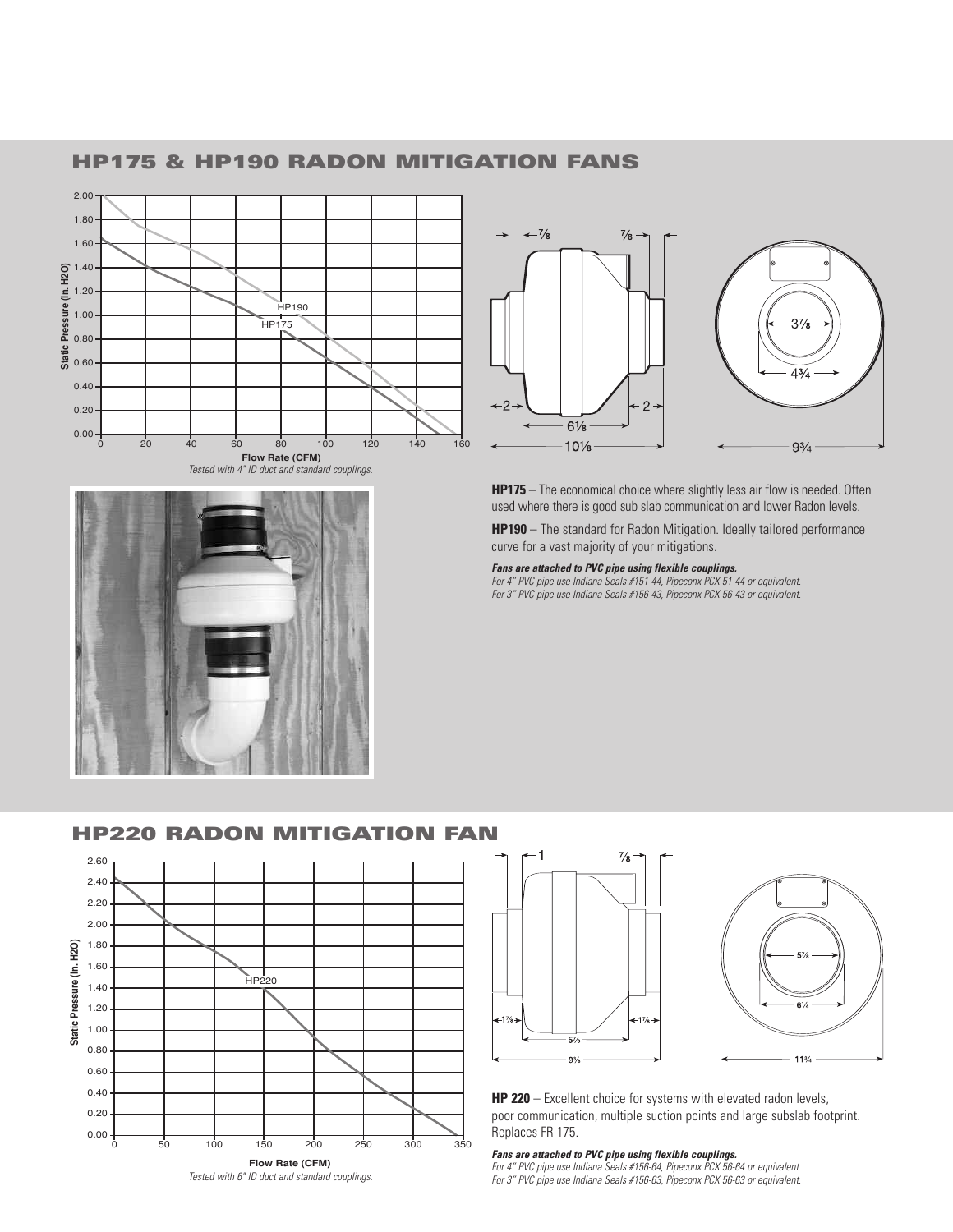## HP175 & HP190 RADON MITIGATION FANS

*Tested with 4" ID duct and standard couplings.*

**HP175** – The economical choice where slightly less air flow is needed. Often used where there is good sub slab communication and lower Radon levels.

**HP190** – The standard for Radon Mitigation. Ideally tailored performance curve for a vast majority of your mitigations.

***Fans are attached to PVC pipe using flexible couplings.***
*For 4" PVC pipe use Indiana Seals #151-44, Pipeconx PCX 51-44 or equivalent.*
*For 3" PVC pipe use Indiana Seals #156-43, Pipeconx PCX 56-43 or equivalent.*

## HP220 RADON MITIGATION FAN

*Tested with 6" ID duct and standard couplings.*

**HP 220** – Excellent choice for systems with elevated radon levels, poor communication, multiple suction points and large subslab footprint. Replaces FR 175.

***Fans are attached to PVC pipe using flexible couplings.***
*For 4" PVC pipe use Indiana Seals #156-64, Pipeconx PCX 56-64 or equivalent.*
*For 3" PVC pipe use Indiana Seals #156-63, Pipeconx PCX 56-63 or equivalent.*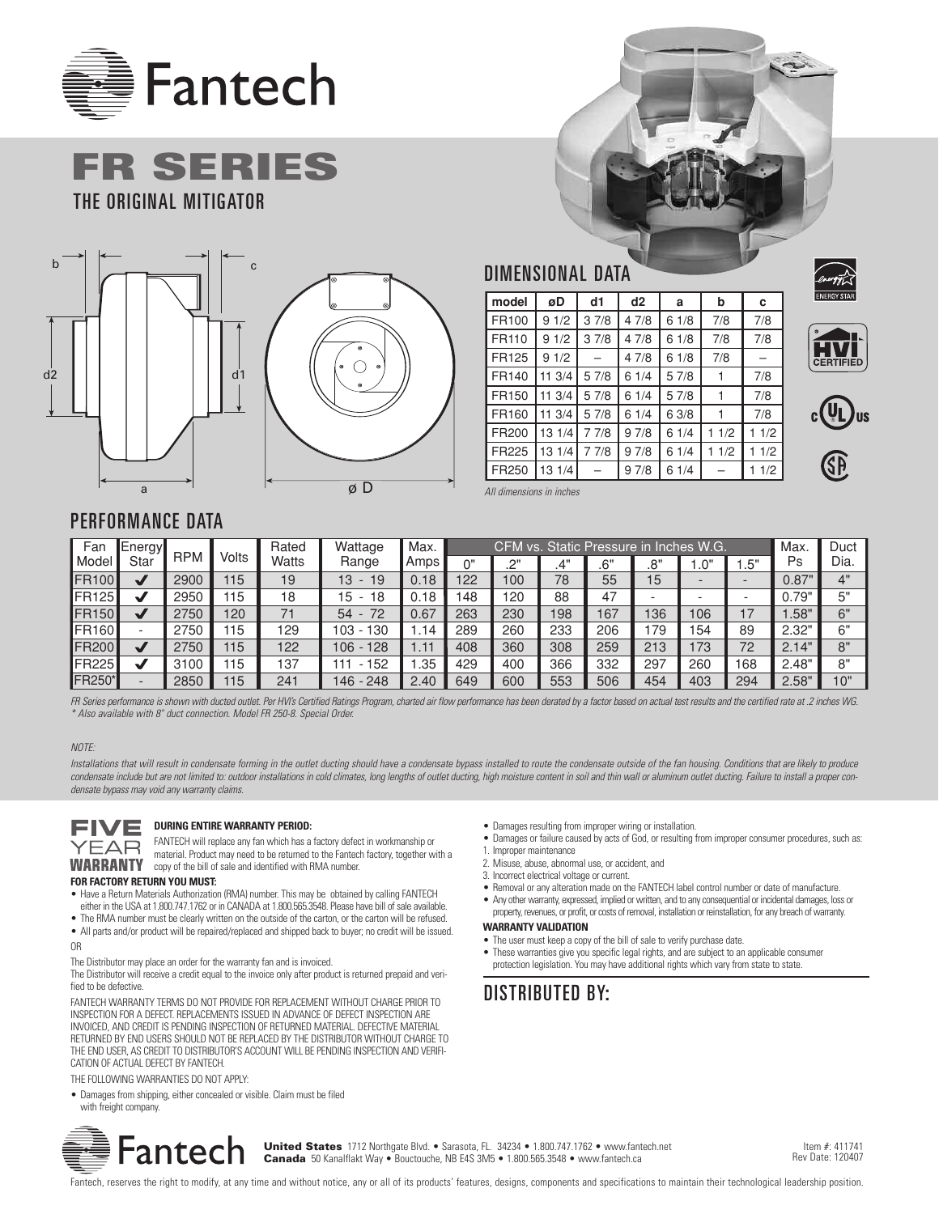# Fantech

# FR SERIES

THE ORIGINAL MITIGATOR

b

c

d2

d1

a

ø D

## DIMENSIONAL DATA

| model | øD | d1 | d2 | a | b | c |
|---|---|---|---|---|---|---|
| FR100 | 9 1/2 | 3 7/8 | 4 7/8 | 6 1/8 | 7/8 | 7/8 |
| FR110 | 9 1/2 | 3 7/8 | 4 7/8 | 6 1/8 | 7/8 | 7/8 |
| FR125 | 9 1/2 | – | 4 7/8 | 6 1/8 | 7/8 | – |
| FR140 | 11 3/4 | 5 7/8 | 6 1/4 | 5 7/8 | 1 | 7/8 |
| FR150 | 11 3/4 | 5 7/8 | 6 1/4 | 5 7/8 | 1 | 7/8 |
| FR160 | 11 3/4 | 5 7/8 | 6 1/4 | 6 3/8 | 1 | 7/8 |
| FR200 | 13 1/4 | 7 7/8 | 9 7/8 | 6 1/4 | 1 1/2 | 1 1/2 |
| FR225 | 13 1/4 | 7 7/8 | 9 7/8 | 6 1/4 | 1 1/2 | 1 1/2 |
| FR250 | 13 1/4 | – | 9 7/8 | 6 1/4 | – | 1 1/2 |

*All dimensions in inches*

## PERFORMANCE DATA

| Fan Model | Energy Star | RPM | Volts | Rated Watts | Wattage Range | Max. Amps | CFM vs. Static Pressure in Inches W.G. | | | | | | | Max. Ps | Duct Dia. |
|---|---|---|---|---|---|---|---|---|---|---|---|---|---|---|---|
| | | | | | | | 0" | .2" | .4" | .6" | .8" | 1.0" | 1.5" | | |
| FR100 | ✔ | 2900 | 115 | 19 | 13 - 19 | 0.18 | 122 | 100 | 78 | 55 | 15 | - | - | 0.87" | 4" |
| FR125 | ✔ | 2950 | 115 | 18 | 15 - 18 | 0.18 | 148 | 120 | 88 | 47 | - | - | - | 0.79" | 5" |
| FR150 | ✔ | 2750 | 120 | 71 | 54 - 72 | 0.67 | 263 | 230 | 198 | 167 | 136 | 106 | 17 | 1.58" | 6" |
| FR160 | - | 2750 | 115 | 129 | 103 - 130 | 1.14 | 289 | 260 | 233 | 206 | 179 | 154 | 89 | 2.32" | 6" |
| FR200 | ✔ | 2750 | 115 | 122 | 106 - 128 | 1.11 | 408 | 360 | 308 | 259 | 213 | 173 | 72 | 2.14" | 8" |
| FR225 | ✔ | 3100 | 115 | 137 | 111 - 152 | 1.35 | 429 | 400 | 366 | 332 | 297 | 260 | 168 | 2.48" | 8" |
| FR250* | - | 2850 | 115 | 241 | 146 - 248 | 2.40 | 649 | 600 | 553 | 506 | 454 | 403 | 294 | 2.58" | 10" |

*FR Series performance is shown with ducted outlet. Per HVI's Certified Ratings Program, charted air flow performance has been derated by a factor based on actual test results and the certified rate at .2 inches WG.*
*\* Also available with 8" duct connection. Model FR 250-8. Special Order.*

*NOTE:*

*Installations that will result in condensate forming in the outlet ducting should have a condensate bypass installed to route the condensate outside of the fan housing. Conditions that are likely to produce condensate include but are not limited to: outdoor installations in cold climates, long lengths of outlet ducting, high moisture content in soil and thin wall or aluminum outlet ducting. Failure to install a proper condensate bypass may void any warranty claims.*

## FIVE YEAR WARRANTY

**DURING ENTIRE WARRANTY PERIOD:**

FANTECH will replace any fan which has a factory defect in workmanship or material. Product may need to be returned to the Fantech factory, together with a copy of the bill of sale and identified with RMA number.

**FOR FACTORY RETURN YOU MUST:**

- Have a Return Materials Authorization (RMA) number. This may be obtained by calling FANTECH either in the USA at 1.800.747.1762 or in CANADA at 1.800.565.3548. Please have bill of sale available.
- The RMA number must be clearly written on the outside of the carton, or the carton will be refused.
- All parts and/or product will be repaired/replaced and shipped back to buyer; no credit will be issued.

OR

The Distributor may place an order for the warranty fan and is invoiced.
The Distributor will receive a credit equal to the invoice only after product is returned prepaid and verified to be defective.

FANTECH WARRANTY TERMS DO NOT PROVIDE FOR REPLACEMENT WITHOUT CHARGE PRIOR TO INSPECTION FOR A DEFECT. REPLACEMENTS ISSUED IN ADVANCE OF DEFECT INSPECTION ARE INVOICED, AND CREDIT IS PENDING INSPECTION OF RETURNED MATERIAL. DEFECTIVE MATERIAL RETURNED BY END USERS SHOULD NOT BE REPLACED BY THE DISTRIBUTOR WITHOUT CHARGE TO THE END USER, AS CREDIT TO DISTRIBUTOR'S ACCOUNT WILL BE PENDING INSPECTION AND VERIFICATION OF ACTUAL DEFECT BY FANTECH.

THE FOLLOWING WARRANTIES DO NOT APPLY:

- Damages from shipping, either concealed or visible. Claim must be filed with freight company.
- Damages resulting from improper wiring or installation.
- Damages or failure caused by acts of God, or resulting from improper consumer procedures, such as:
  1. Improper maintenance
  2. Misuse, abuse, abnormal use, or accident, and
  3. Incorrect electrical voltage or current.
- Removal or any alteration made on the FANTECH label control number or date of manufacture.
- Any other warranty, expressed, implied or written, and to any consequential or incidental damages, loss or property, revenues, or profit, or costs of removal, installation or reinstallation, for any breach of warranty.

**WARRANTY VALIDATION**

- The user must keep a copy of the bill of sale to verify purchase date.
- These warranties give you specific legal rights, and are subject to an applicable consumer protection legislation. You may have additional rights which vary from state to state.

## DISTRIBUTED BY:

**Fantech**

**United States** 1712 Northgate Blvd. • Sarasota, FL. 34234 • 1.800.747.1762 • www.fantech.net
**Canada** 50 Kanalflakt Way • Bouctouche, NB E4S 3M5 • 1.800.565.3548 • www.fantech.ca

Item #: 411741
Rev Date: 120407

Fantech, reserves the right to modify, at any time and without notice, any or all of its products' features, designs, components and specifications to maintain their technological leadership position.